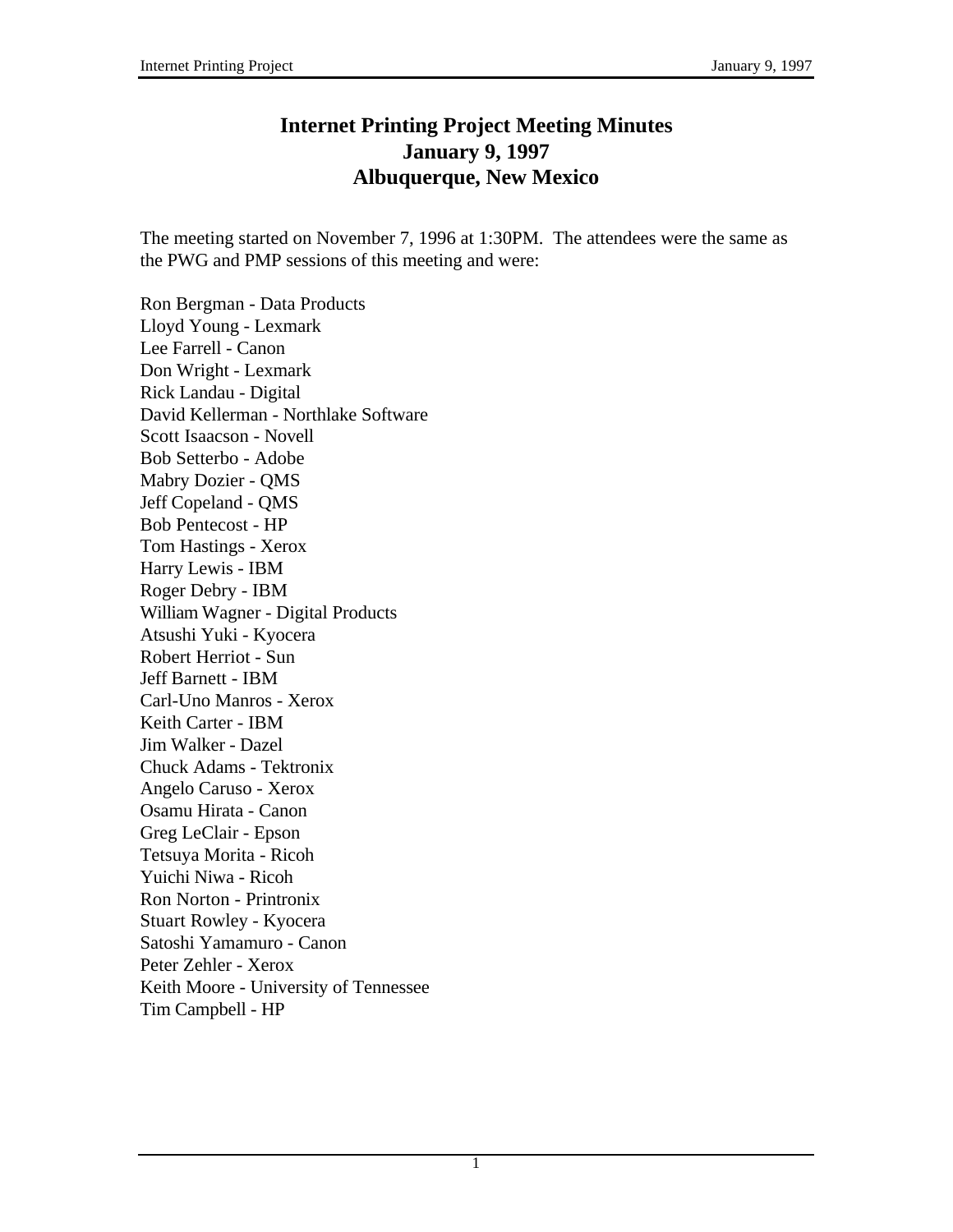# Internet Printing Project Meeting Minutes
# January 9, 1997
# Albuquerque, New Mexico

The meeting started on November 7, 1996 at 1:30PM. The attendees were the same as the PWG and PMP sessions of this meeting and were:

Ron Bergman - Data Products
Lloyd Young - Lexmark
Lee Farrell - Canon
Don Wright - Lexmark
Rick Landau - Digital
David Kellerman - Northlake Software
Scott Isaacson - Novell
Bob Setterbo - Adobe
Mabry Dozier - QMS
Jeff Copeland - QMS
Bob Pentecost - HP
Tom Hastings - Xerox
Harry Lewis - IBM
Roger Debry - IBM
William Wagner - Digital Products
Atsushi Yuki - Kyocera
Robert Herriot - Sun
Jeff Barnett - IBM
Carl-Uno Manros - Xerox
Keith Carter - IBM
Jim Walker - Dazel
Chuck Adams - Tektronix
Angelo Caruso - Xerox
Osamu Hirata - Canon
Greg LeClair - Epson
Tetsuya Morita - Ricoh
Yuichi Niwa - Ricoh
Ron Norton - Printronix
Stuart Rowley - Kyocera
Satoshi Yamamuro - Canon
Peter Zehler - Xerox
Keith Moore - University of Tennessee
Tim Campbell - HP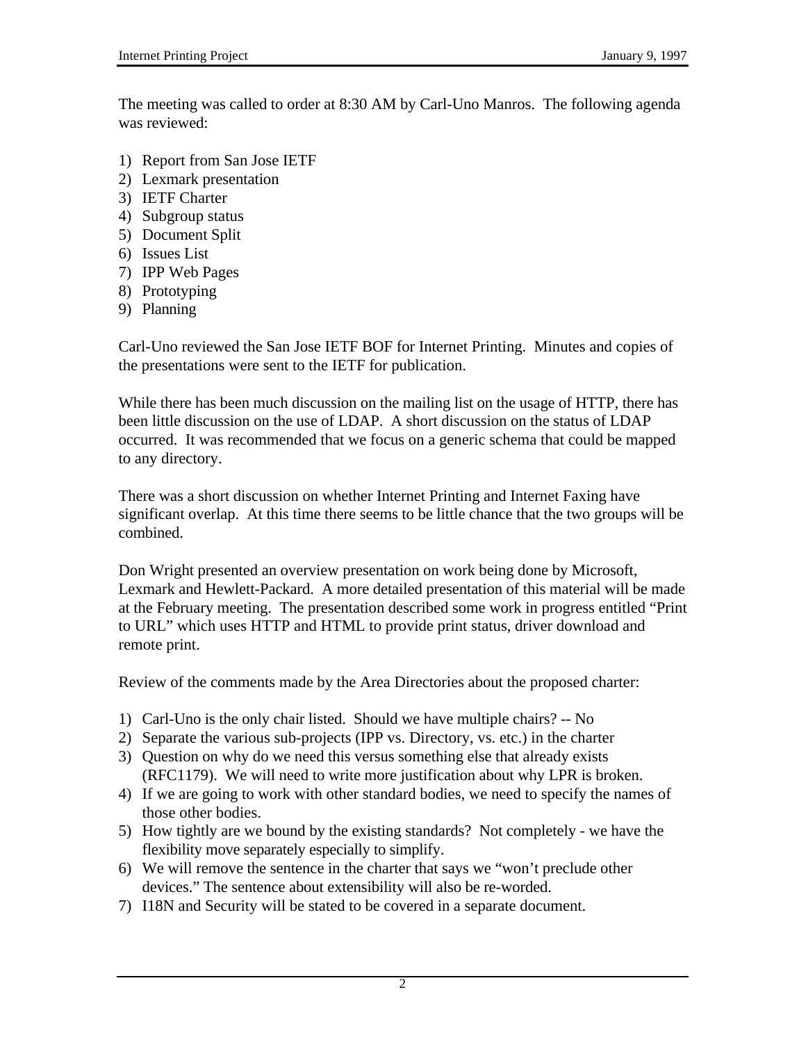The meeting was called to order at 8:30 AM by Carl-Uno Manros. The following agenda was reviewed:

1) Report from San Jose IETF
2) Lexmark presentation
3) IETF Charter
4) Subgroup status
5) Document Split
6) Issues List
7) IPP Web Pages
8) Prototyping
9) Planning

Carl-Uno reviewed the San Jose IETF BOF for Internet Printing. Minutes and copies of the presentations were sent to the IETF for publication.

While there has been much discussion on the mailing list on the usage of HTTP, there has been little discussion on the use of LDAP. A short discussion on the status of LDAP occurred. It was recommended that we focus on a generic schema that could be mapped to any directory.

There was a short discussion on whether Internet Printing and Internet Faxing have significant overlap. At this time there seems to be little chance that the two groups will be combined.

Don Wright presented an overview presentation on work being done by Microsoft, Lexmark and Hewlett-Packard. A more detailed presentation of this material will be made at the February meeting. The presentation described some work in progress entitled “Print to URL” which uses HTTP and HTML to provide print status, driver download and remote print.

Review of the comments made by the Area Directories about the proposed charter:

1) Carl-Uno is the only chair listed. Should we have multiple chairs? -- No
2) Separate the various sub-projects (IPP vs. Directory, vs. etc.) in the charter
3) Question on why do we need this versus something else that already exists (RFC1179). We will need to write more justification about why LPR is broken.
4) If we are going to work with other standard bodies, we need to specify the names of those other bodies.
5) How tightly are we bound by the existing standards? Not completely - we have the flexibility move separately especially to simplify.
6) We will remove the sentence in the charter that says we “won’t preclude other devices.” The sentence about extensibility will also be re-worded.
7) I18N and Security will be stated to be covered in a separate document.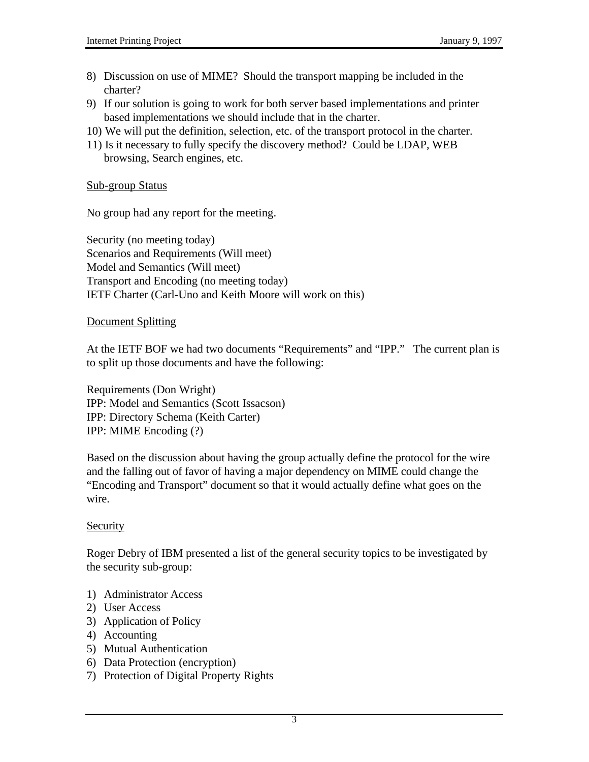8) Discussion on use of MIME? Should the transport mapping be included in the charter?
9) If our solution is going to work for both server based implementations and printer based implementations we should include that in the charter.
10) We will put the definition, selection, etc. of the transport protocol in the charter.
11) Is it necessary to fully specify the discovery method? Could be LDAP, WEB browsing, Search engines, etc.

## Sub-group Status

No group had any report for the meeting.

Security (no meeting today)
Scenarios and Requirements (Will meet)
Model and Semantics (Will meet)
Transport and Encoding (no meeting today)
IETF Charter (Carl-Uno and Keith Moore will work on this)

## Document Splitting

At the IETF BOF we had two documents "Requirements" and "IPP." The current plan is to split up those documents and have the following:

Requirements (Don Wright)
IPP: Model and Semantics (Scott Issacson)
IPP: Directory Schema (Keith Carter)
IPP: MIME Encoding (?)

Based on the discussion about having the group actually define the protocol for the wire and the falling out of favor of having a major dependency on MIME could change the "Encoding and Transport" document so that it would actually define what goes on the wire.

## Security

Roger Debry of IBM presented a list of the general security topics to be investigated by the security sub-group:

1) Administrator Access
2) User Access
3) Application of Policy
4) Accounting
5) Mutual Authentication
6) Data Protection (encryption)
7) Protection of Digital Property Rights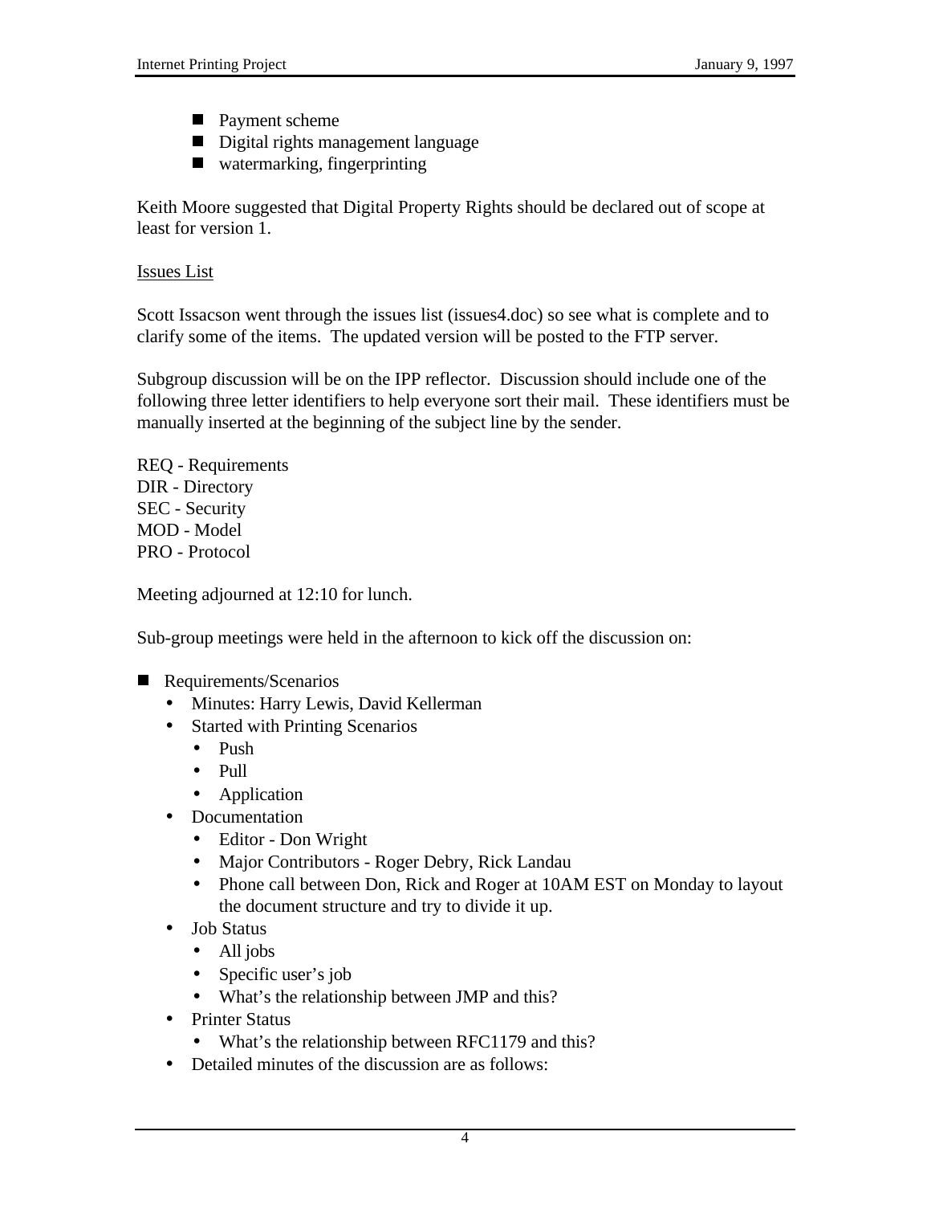- Payment scheme
  - Digital rights management language
  - watermarking, fingerprinting

Keith Moore suggested that Digital Property Rights should be declared out of scope at least for version 1.

<u>Issues List</u>

Scott Issacson went through the issues list (issues4.doc) so see what is complete and to clarify some of the items. The updated version will be posted to the FTP server.

Subgroup discussion will be on the IPP reflector. Discussion should include one of the following three letter identifiers to help everyone sort their mail. These identifiers must be manually inserted at the beginning of the subject line by the sender.

REQ - Requirements
DIR - Directory
SEC - Security
MOD - Model
PRO - Protocol

Meeting adjourned at 12:10 for lunch.

Sub-group meetings were held in the afternoon to kick off the discussion on:

- Requirements/Scenarios
  - Minutes: Harry Lewis, David Kellerman
  - Started with Printing Scenarios
    - Push
    - Pull
    - Application
  - Documentation
    - Editor - Don Wright
    - Major Contributors - Roger Debry, Rick Landau
    - Phone call between Don, Rick and Roger at 10AM EST on Monday to layout the document structure and try to divide it up.
  - Job Status
    - All jobs
    - Specific user's job
    - What's the relationship between JMP and this?
  - Printer Status
    - What's the relationship between RFC1179 and this?
  - Detailed minutes of the discussion are as follows: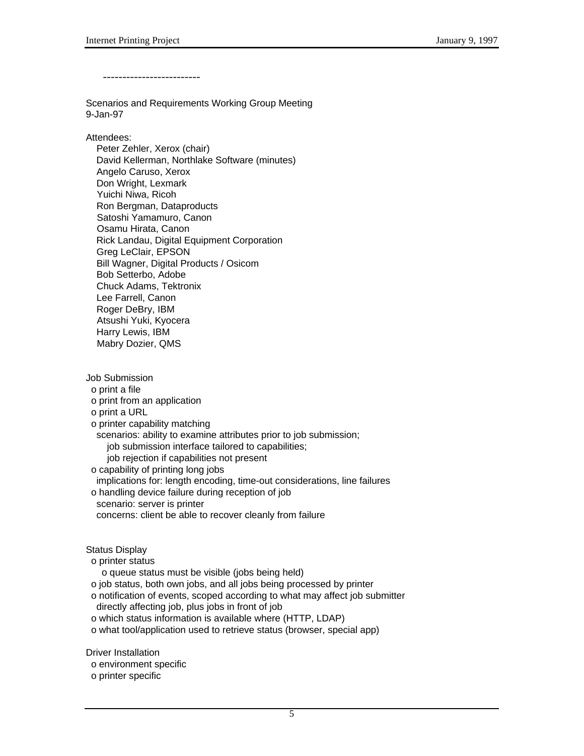-------------------------

Scenarios and Requirements Working Group Meeting
9-Jan-97

Attendees:

- Peter Zehler, Xerox (chair)
- David Kellerman, Northlake Software (minutes)
- Angelo Caruso, Xerox
- Don Wright, Lexmark
- Yuichi Niwa, Ricoh
- Ron Bergman, Dataproducts
- Satoshi Yamamuro, Canon
- Osamu Hirata, Canon
- Rick Landau, Digital Equipment Corporation
- Greg LeClair, EPSON
- Bill Wagner, Digital Products / Osicom
- Bob Setterbo, Adobe
- Chuck Adams, Tektronix
- Lee Farrell, Canon
- Roger DeBry, IBM
- Atsushi Yuki, Kyocera
- Harry Lewis, IBM
- Mabry Dozier, QMS

Job Submission

- o print a file
- o print from an application
- o print a URL
- o printer capability matching
  scenarios: ability to examine attributes prior to job submission;
  job submission interface tailored to capabilities;
  job rejection if capabilities not present
- o capability of printing long jobs
  implications for: length encoding, time-out considerations, line failures
- o handling device failure during reception of job
  scenario: server is printer
  concerns: client be able to recover cleanly from failure

Status Display

- o printer status
  - o queue status must be visible (jobs being held)
- o job status, both own jobs, and all jobs being processed by printer
- o notification of events, scoped according to what may affect job submitter
  directly affecting job, plus jobs in front of job
- o which status information is available where (HTTP, LDAP)
- o what tool/application used to retrieve status (browser, special app)

Driver Installation

- o environment specific
- o printer specific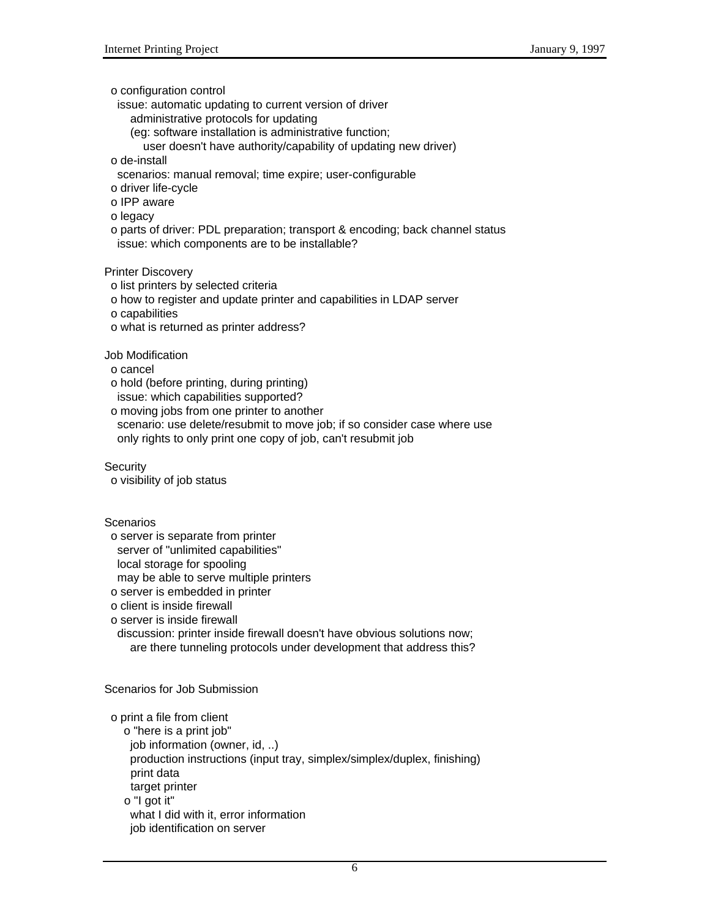- o configuration control
  issue: automatic updating to current version of driver
    administrative protocols for updating
    (eg: software installation is administrative function;
      user doesn't have authority/capability of updating new driver)
- o de-install
  scenarios: manual removal; time expire; user-configurable
- o driver life-cycle
- o IPP aware
- o legacy
- o parts of driver: PDL preparation; transport & encoding; back channel status
  issue: which components are to be installable?

Printer Discovery

- o list printers by selected criteria
- o how to register and update printer and capabilities in LDAP server
- o capabilities
- o what is returned as printer address?

Job Modification

- o cancel
- o hold (before printing, during printing)
  issue: which capabilities supported?
- o moving jobs from one printer to another
  scenario: use delete/resubmit to move job; if so consider case where use
  only rights to only print one copy of job, can't resubmit job

Security

- o visibility of job status

Scenarios

- o server is separate from printer
  server of "unlimited capabilities"
  local storage for spooling
  may be able to serve multiple printers
- o server is embedded in printer
- o client is inside firewall
- o server is inside firewall
  discussion: printer inside firewall doesn't have obvious solutions now;
    are there tunneling protocols under development that address this?

Scenarios for Job Submission

- o print a file from client
  - o "here is a print job"
    job information (owner, id, ..)
    production instructions (input tray, simplex/simplex/duplex, finishing)
    print data
    target printer
  - o "I got it"
    what I did with it, error information
    job identification on server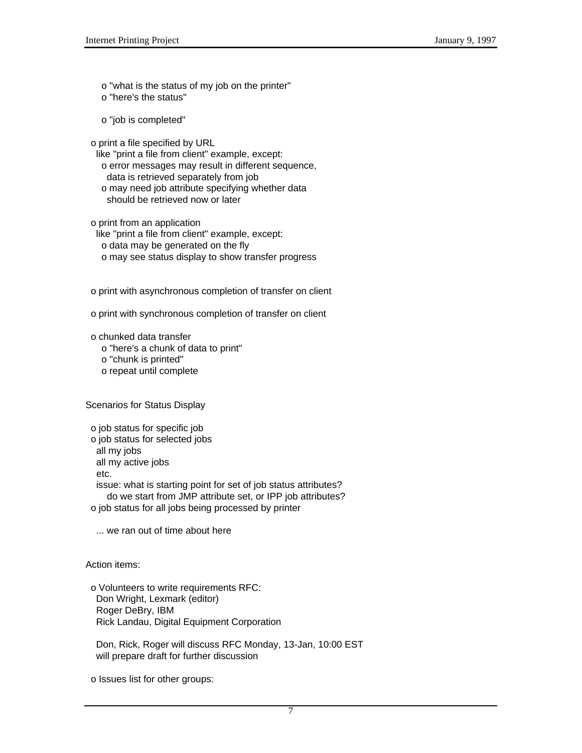- "what is the status of my job on the printer"
- "here's the status"

- "job is completed"

- print a file specified by URL
  like "print a file from client" example, except:
  - error messages may result in different sequence, data is retrieved separately from job
  - may need job attribute specifying whether data should be retrieved now or later

- print from an application
  like "print a file from client" example, except:
  - data may be generated on the fly
  - may see status display to show transfer progress

- print with asynchronous completion of transfer on client

- print with synchronous completion of transfer on client

- chunked data transfer
  - "here's a chunk of data to print"
  - "chunk is printed"
  - repeat until complete

Scenarios for Status Display

- job status for specific job
- job status for selected jobs
  all my jobs
  all my active jobs
  etc.
  issue: what is starting point for set of job status attributes?
  do we start from JMP attribute set, or IPP job attributes?
- job status for all jobs being processed by printer

... we ran out of time about here

Action items:

- Volunteers to write requirements RFC:
  Don Wright, Lexmark (editor)
  Roger DeBry, IBM
  Rick Landau, Digital Equipment Corporation

  Don, Rick, Roger will discuss RFC Monday, 13-Jan, 10:00 EST
  will prepare draft for further discussion

- Issues list for other groups: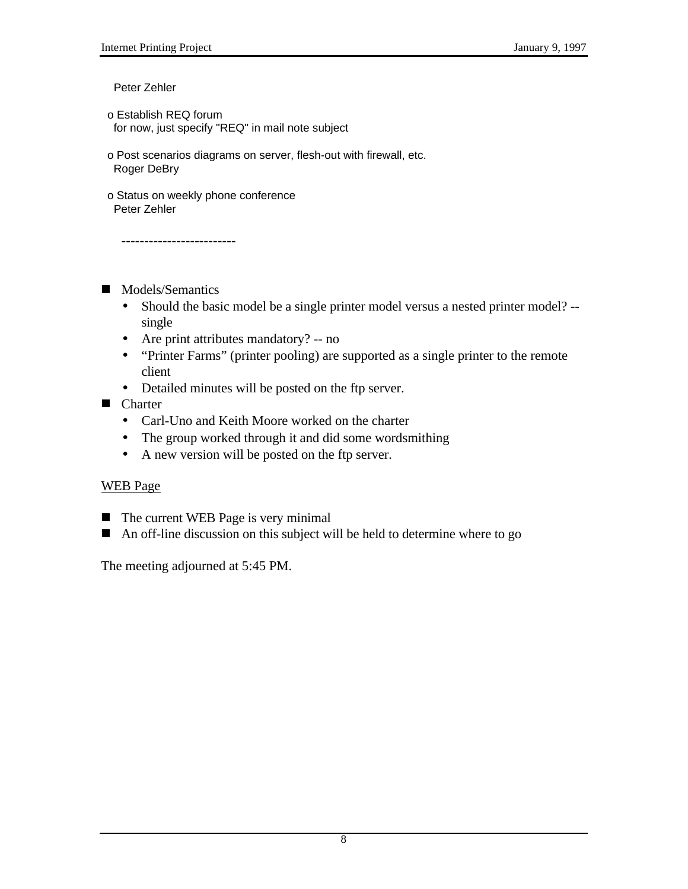Peter Zehler

o Establish REQ forum
for now, just specify "REQ" in mail note subject

o Post scenarios diagrams on server, flesh-out with firewall, etc.
Roger DeBry

o Status on weekly phone conference
Peter Zehler

-------------------------

- Models/Semantics
  - Should the basic model be a single printer model versus a nested printer model? -- single
  - Are print attributes mandatory? -- no
  - "Printer Farms" (printer pooling) are supported as a single printer to the remote client
  - Detailed minutes will be posted on the ftp server.
- Charter
  - Carl-Uno and Keith Moore worked on the charter
  - The group worked through it and did some wordsmithing
  - A new version will be posted on the ftp server.

WEB Page

- The current WEB Page is very minimal
- An off-line discussion on this subject will be held to determine where to go

The meeting adjourned at 5:45 PM.